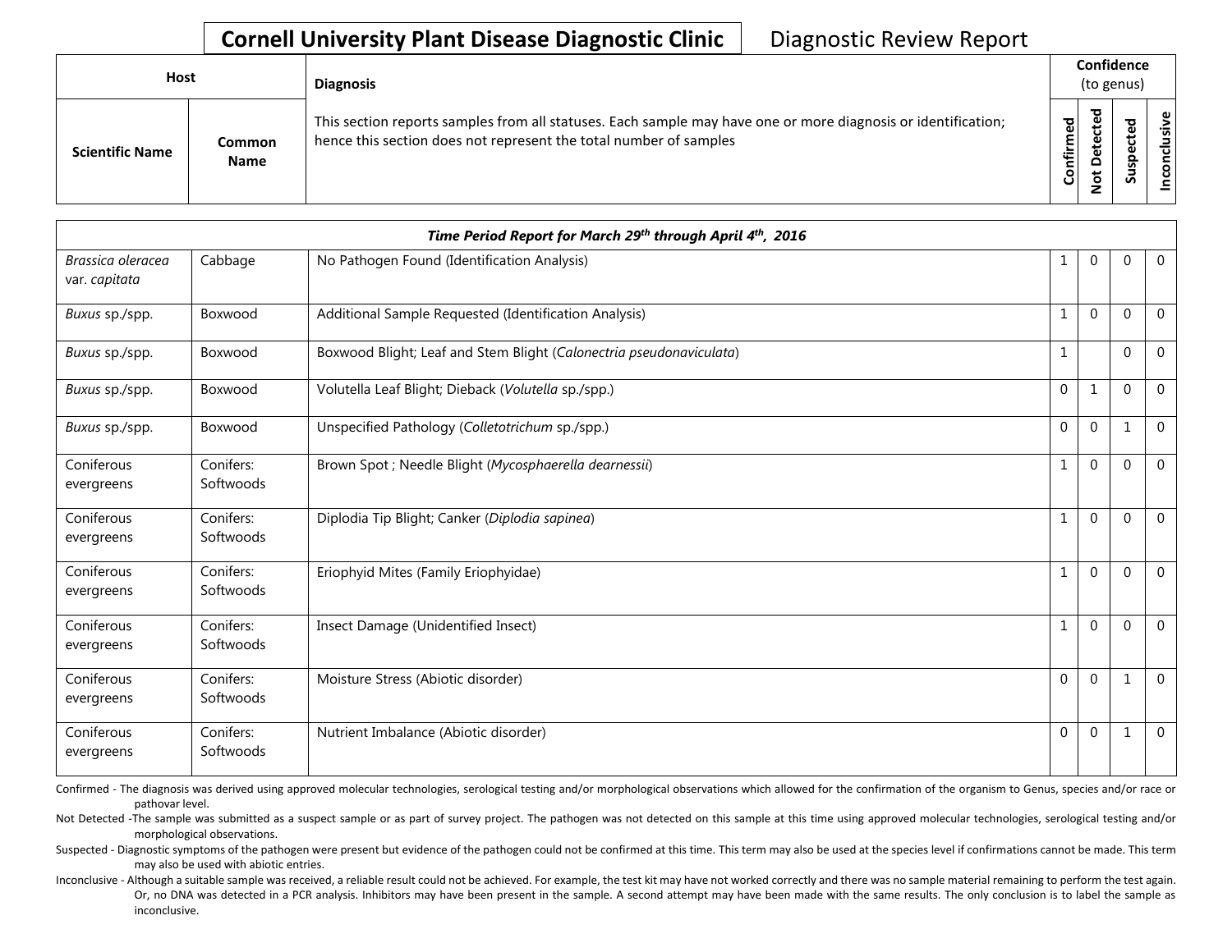# Cornell University Plant Disease Diagnostic Clinic

Diagnostic Review Report

| Host | | Diagnosis | Confidence (to genus) | | | |
|---|---|---|---|---|---|---|
| Scientific Name | Common Name | This section reports samples from all statuses. Each sample may have one or more diagnosis or identification; hence this section does not represent the total number of samples | Confirmed | Not Detected | Suspected | Inconclusive |
| ***Time Period Report for March 29th through April 4th, 2016*** | | | | | | |
| *Brassica oleracea* var. *capitata* | Cabbage | No Pathogen Found (Identification Analysis) | 1 | 0 | 0 | 0 |
| *Buxus* sp./spp. | Boxwood | Additional Sample Requested (Identification Analysis) | 1 | 0 | 0 | 0 |
| *Buxus* sp./spp. | Boxwood | Boxwood Blight; Leaf and Stem Blight (*Calonectria pseudonaviculata*) | 1 | | 0 | 0 |
| *Buxus* sp./spp. | Boxwood | Volutella Leaf Blight; Dieback (*Volutella* sp./spp.) | 0 | 1 | 0 | 0 |
| *Buxus* sp./spp. | Boxwood | Unspecified Pathology (*Colletotrichum* sp./spp.) | 0 | 0 | 1 | 0 |
| Coniferous evergreens | Conifers: Softwoods | Brown Spot ; Needle Blight (*Mycosphaerella dearnessii*) | 1 | 0 | 0 | 0 |
| Coniferous evergreens | Conifers: Softwoods | Diplodia Tip Blight; Canker (*Diplodia sapinea*) | 1 | 0 | 0 | 0 |
| Coniferous evergreens | Conifers: Softwoods | Eriophyid Mites (Family Eriophyidae) | 1 | 0 | 0 | 0 |
| Coniferous evergreens | Conifers: Softwoods | Insect Damage (Unidentified Insect) | 1 | 0 | 0 | 0 |
| Coniferous evergreens | Conifers: Softwoods | Moisture Stress (Abiotic disorder) | 0 | 0 | 1 | 0 |
| Coniferous evergreens | Conifers: Softwoods | Nutrient Imbalance (Abiotic disorder) | 0 | 0 | 1 | 0 |

Confirmed - The diagnosis was derived using approved molecular technologies, serological testing and/or morphological observations which allowed for the confirmation of the organism to Genus, species and/or race or pathovar level.

Not Detected -The sample was submitted as a suspect sample or as part of survey project. The pathogen was not detected on this sample at this time using approved molecular technologies, serological testing and/or morphological observations.

Suspected - Diagnostic symptoms of the pathogen were present but evidence of the pathogen could not be confirmed at this time. This term may also be used at the species level if confirmations cannot be made. This term may also be used with abiotic entries.

Inconclusive - Although a suitable sample was received, a reliable result could not be achieved. For example, the test kit may have not worked correctly and there was no sample material remaining to perform the test again. Or, no DNA was detected in a PCR analysis. Inhibitors may have been present in the sample. A second attempt may have been made with the same results. The only conclusion is to label the sample as inconclusive.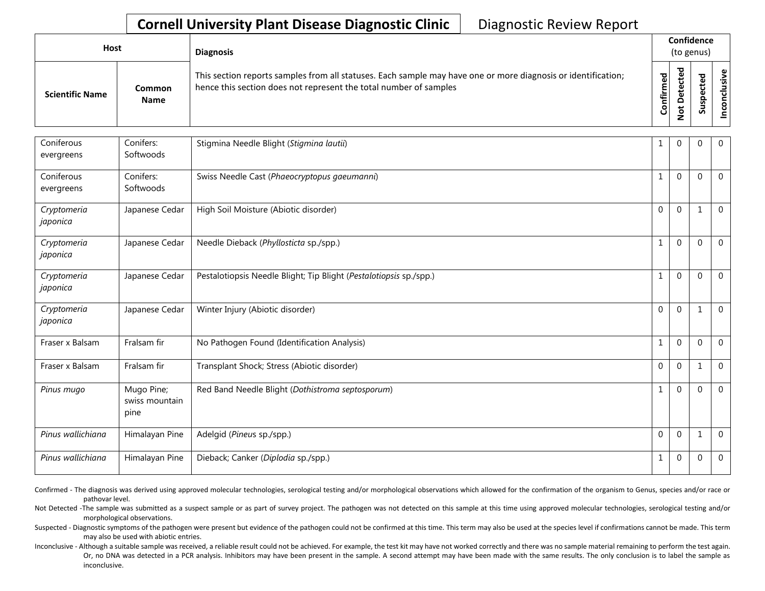# Cornell University Plant Disease Diagnostic Clinic

Diagnostic Review Report

| Host | | Diagnosis | Confidence (to genus) | | | |
|---|---|---|---|---|---|---|
| Scientific Name | Common Name | This section reports samples from all statuses. Each sample may have one or more diagnosis or identification; hence this section does not represent the total number of samples | Confirmed | Not Detected | Suspected | Inconclusive |
| Coniferous evergreens | Conifers: Softwoods | Stigmina Needle Blight (*Stigmina lautii*) | 1 | 0 | 0 | 0 |
| Coniferous evergreens | Conifers: Softwoods | Swiss Needle Cast (*Phaeocryptopus gaeumanni*) | 1 | 0 | 0 | 0 |
| *Cryptomeria japonica* | Japanese Cedar | High Soil Moisture (Abiotic disorder) | 0 | 0 | 1 | 0 |
| *Cryptomeria japonica* | Japanese Cedar | Needle Dieback (*Phyllosticta* sp./spp.) | 1 | 0 | 0 | 0 |
| *Cryptomeria japonica* | Japanese Cedar | Pestalotiopsis Needle Blight; Tip Blight (*Pestalotiopsis* sp./spp.) | 1 | 0 | 0 | 0 |
| *Cryptomeria japonica* | Japanese Cedar | Winter Injury (Abiotic disorder) | 0 | 0 | 1 | 0 |
| Fraser x Balsam | Fralsam fir | No Pathogen Found (Identification Analysis) | 1 | 0 | 0 | 0 |
| Fraser x Balsam | Fralsam fir | Transplant Shock; Stress (Abiotic disorder) | 0 | 0 | 1 | 0 |
| *Pinus mugo* | Mugo Pine; swiss mountain pine | Red Band Needle Blight (*Dothistroma septosporum*) | 1 | 0 | 0 | 0 |
| *Pinus wallichiana* | Himalayan Pine | Adelgid (*Pineus* sp./spp.) | 0 | 0 | 1 | 0 |
| *Pinus wallichiana* | Himalayan Pine | Dieback; Canker (*Diplodia* sp./spp.) | 1 | 0 | 0 | 0 |

Confirmed - The diagnosis was derived using approved molecular technologies, serological testing and/or morphological observations which allowed for the confirmation of the organism to Genus, species and/or race or pathovar level.

Not Detected -The sample was submitted as a suspect sample or as part of survey project. The pathogen was not detected on this sample at this time using approved molecular technologies, serological testing and/or morphological observations.

Suspected - Diagnostic symptoms of the pathogen were present but evidence of the pathogen could not be confirmed at this time. This term may also be used at the species level if confirmations cannot be made. This term may also be used with abiotic entries.

Inconclusive - Although a suitable sample was received, a reliable result could not be achieved. For example, the test kit may have not worked correctly and there was no sample material remaining to perform the test again. Or, no DNA was detected in a PCR analysis. Inhibitors may have been present in the sample. A second attempt may have been made with the same results. The only conclusion is to label the sample as inconclusive.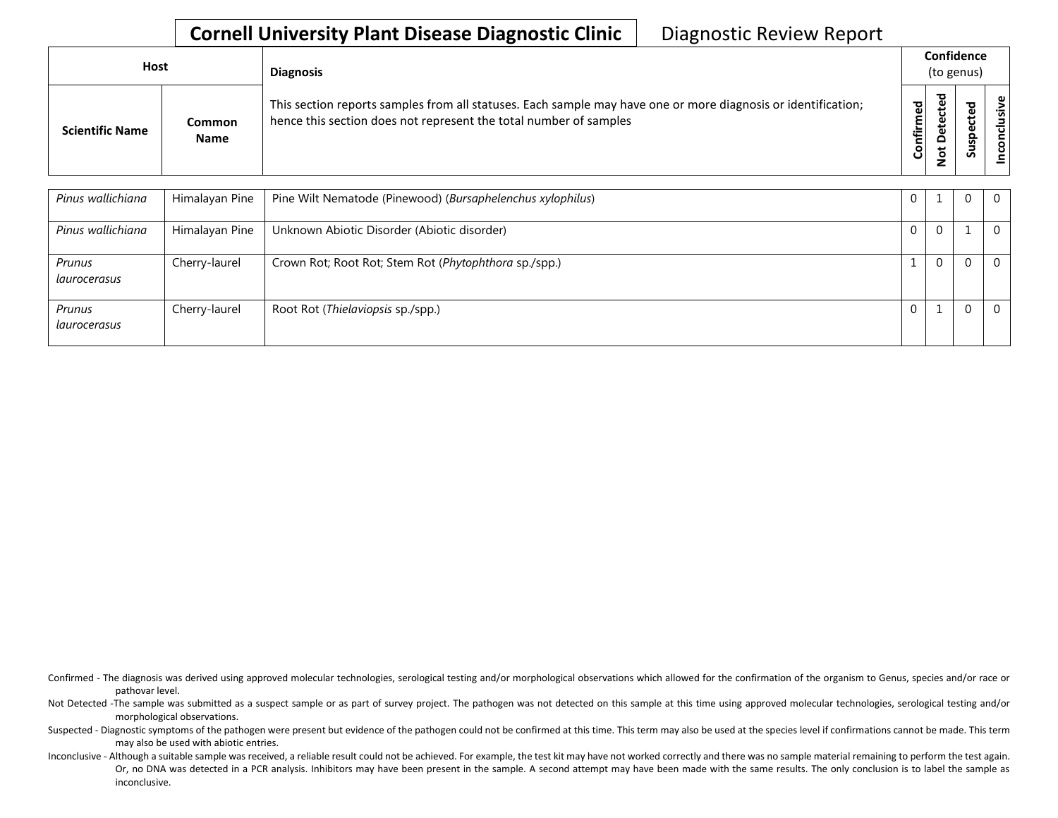# Cornell University Plant Disease Diagnostic Clinic

Diagnostic Review Report

| Host | | Diagnosis | Confidence (to genus) | | | |
|---|---|---|---|---|---|---|
| **Scientific Name** | **Common Name** | This section reports samples from all statuses. Each sample may have one or more diagnosis or identification; hence this section does not represent the total number of samples | **Confirmed** | **Not Detected** | **Suspected** | **Inconclusive** |
| *Pinus wallichiana* | Himalayan Pine | Pine Wilt Nematode (Pinewood) (*Bursaphelenchus xylophilus*) | 0 | 1 | 0 | 0 |
| *Pinus wallichiana* | Himalayan Pine | Unknown Abiotic Disorder (Abiotic disorder) | 0 | 0 | 1 | 0 |
| *Prunus laurocerasus* | Cherry-laurel | Crown Rot; Root Rot; Stem Rot (*Phytophthora* sp./spp.) | 1 | 0 | 0 | 0 |
| *Prunus laurocerasus* | Cherry-laurel | Root Rot (*Thielaviopsis* sp./spp.) | 0 | 1 | 0 | 0 |

Confirmed - The diagnosis was derived using approved molecular technologies, serological testing and/or morphological observations which allowed for the confirmation of the organism to Genus, species and/or race or pathovar level.

Not Detected -The sample was submitted as a suspect sample or as part of survey project. The pathogen was not detected on this sample at this time using approved molecular technologies, serological testing and/or morphological observations.

Suspected - Diagnostic symptoms of the pathogen were present but evidence of the pathogen could not be confirmed at this time. This term may also be used at the species level if confirmations cannot be made. This term may also be used with abiotic entries.

Inconclusive - Although a suitable sample was received, a reliable result could not be achieved. For example, the test kit may have not worked correctly and there was no sample material remaining to perform the test again. Or, no DNA was detected in a PCR analysis. Inhibitors may have been present in the sample. A second attempt may have been made with the same results. The only conclusion is to label the sample as inconclusive.